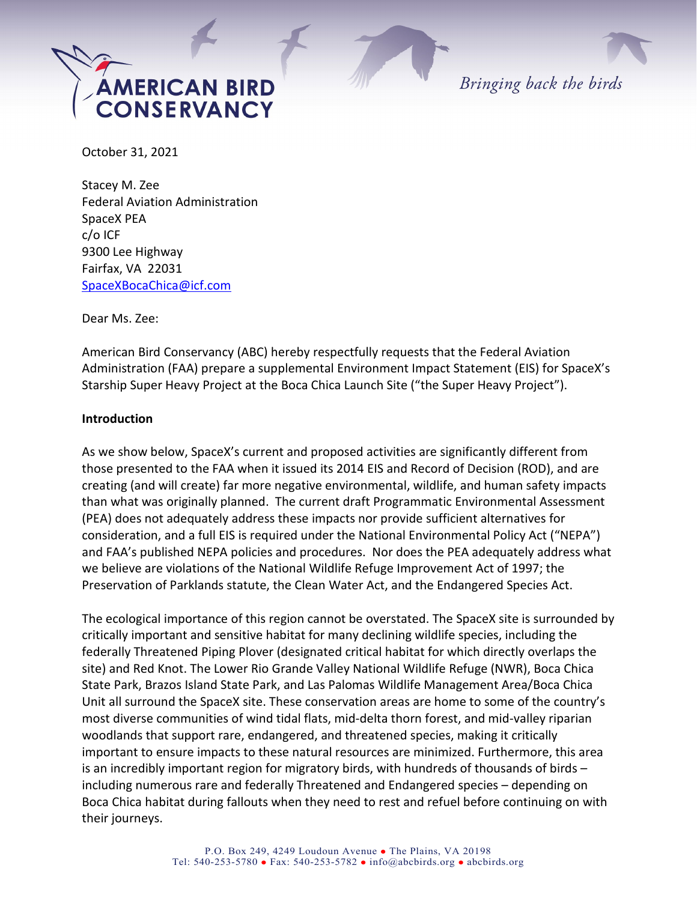AMERICAN BIRD CONSERVANCY

*Bringing back the birds*

October 31, 2021

Stacey M. Zee
Federal Aviation Administration
SpaceX PEA
c/o ICF
9300 Lee Highway
Fairfax, VA 22031
SpaceXBocaChica@icf.com

Dear Ms. Zee:

American Bird Conservancy (ABC) hereby respectfully requests that the Federal Aviation Administration (FAA) prepare a supplemental Environment Impact Statement (EIS) for SpaceX's Starship Super Heavy Project at the Boca Chica Launch Site ("the Super Heavy Project").

**Introduction**

As we show below, SpaceX's current and proposed activities are significantly different from those presented to the FAA when it issued its 2014 EIS and Record of Decision (ROD), and are creating (and will create) far more negative environmental, wildlife, and human safety impacts than what was originally planned. The current draft Programmatic Environmental Assessment (PEA) does not adequately address these impacts nor provide sufficient alternatives for consideration, and a full EIS is required under the National Environmental Policy Act ("NEPA") and FAA's published NEPA policies and procedures. Nor does the PEA adequately address what we believe are violations of the National Wildlife Refuge Improvement Act of 1997; the Preservation of Parklands statute, the Clean Water Act, and the Endangered Species Act.

The ecological importance of this region cannot be overstated. The SpaceX site is surrounded by critically important and sensitive habitat for many declining wildlife species, including the federally Threatened Piping Plover (designated critical habitat for which directly overlaps the site) and Red Knot. The Lower Rio Grande Valley National Wildlife Refuge (NWR), Boca Chica State Park, Brazos Island State Park, and Las Palomas Wildlife Management Area/Boca Chica Unit all surround the SpaceX site. These conservation areas are home to some of the country's most diverse communities of wind tidal flats, mid-delta thorn forest, and mid-valley riparian woodlands that support rare, endangered, and threatened species, making it critically important to ensure impacts to these natural resources are minimized. Furthermore, this area is an incredibly important region for migratory birds, with hundreds of thousands of birds – including numerous rare and federally Threatened and Endangered species – depending on Boca Chica habitat during fallouts when they need to rest and refuel before continuing on with their journeys.

P.O. Box 249, 4249 Loudoun Avenue • The Plains, VA 20198
Tel: 540-253-5780 • Fax: 540-253-5782 • info@abcbirds.org • abcbirds.org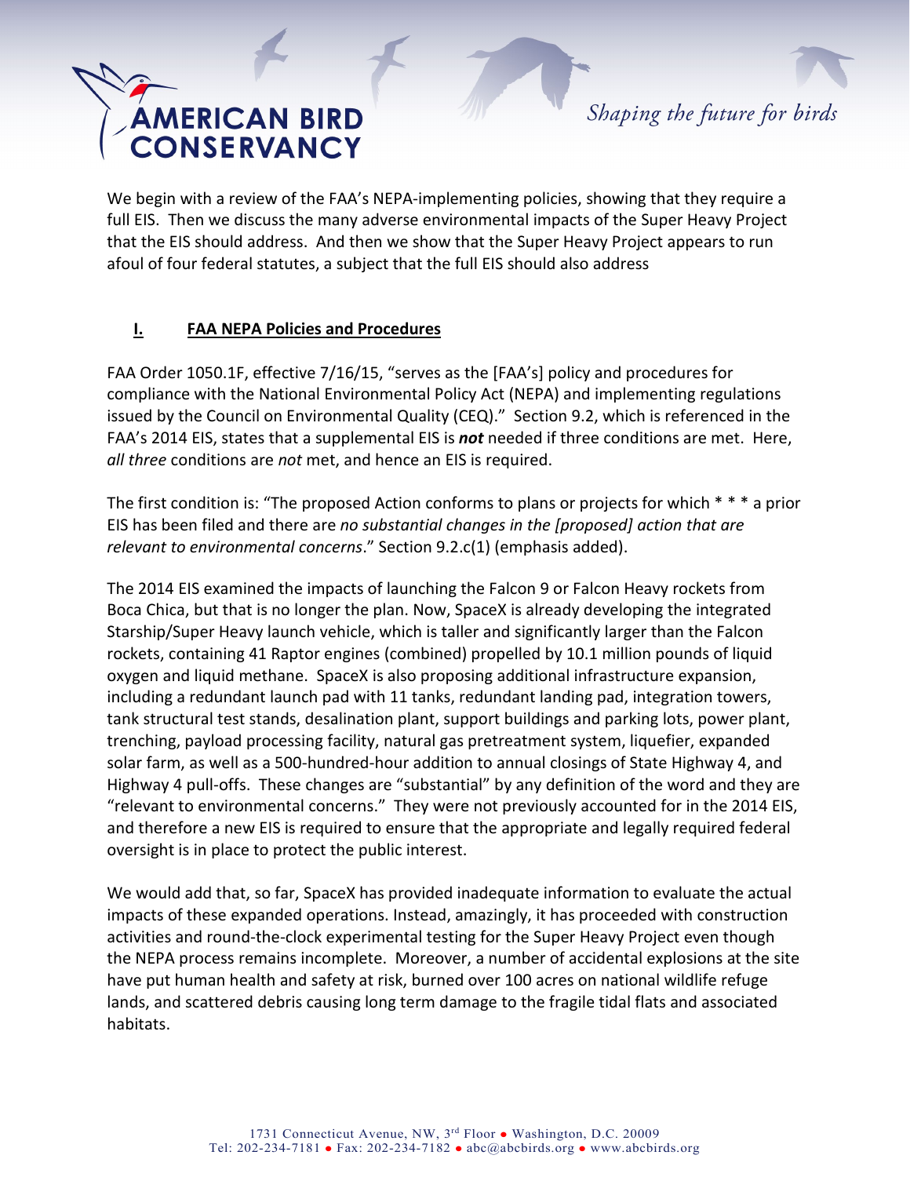We begin with a review of the FAA's NEPA-implementing policies, showing that they require a full EIS. Then we discuss the many adverse environmental impacts of the Super Heavy Project that the EIS should address. And then we show that the Super Heavy Project appears to run afoul of four federal statutes, a subject that the full EIS should also address

## I. FAA NEPA Policies and Procedures

FAA Order 1050.1F, effective 7/16/15, "serves as the [FAA's] policy and procedures for compliance with the National Environmental Policy Act (NEPA) and implementing regulations issued by the Council on Environmental Quality (CEQ)." Section 9.2, which is referenced in the FAA's 2014 EIS, states that a supplemental EIS is ***not*** needed if three conditions are met. Here, *all three* conditions are *not* met, and hence an EIS is required.

The first condition is: "The proposed Action conforms to plans or projects for which * * * a prior EIS has been filed and there are *no substantial changes in the [proposed] action that are relevant to environmental concerns*." Section 9.2.c(1) (emphasis added).

The 2014 EIS examined the impacts of launching the Falcon 9 or Falcon Heavy rockets from Boca Chica, but that is no longer the plan. Now, SpaceX is already developing the integrated Starship/Super Heavy launch vehicle, which is taller and significantly larger than the Falcon rockets, containing 41 Raptor engines (combined) propelled by 10.1 million pounds of liquid oxygen and liquid methane. SpaceX is also proposing additional infrastructure expansion, including a redundant launch pad with 11 tanks, redundant landing pad, integration towers, tank structural test stands, desalination plant, support buildings and parking lots, power plant, trenching, payload processing facility, natural gas pretreatment system, liquefier, expanded solar farm, as well as a 500-hundred-hour addition to annual closings of State Highway 4, and Highway 4 pull-offs. These changes are "substantial" by any definition of the word and they are "relevant to environmental concerns." They were not previously accounted for in the 2014 EIS, and therefore a new EIS is required to ensure that the appropriate and legally required federal oversight is in place to protect the public interest.

We would add that, so far, SpaceX has provided inadequate information to evaluate the actual impacts of these expanded operations. Instead, amazingly, it has proceeded with construction activities and round-the-clock experimental testing for the Super Heavy Project even though the NEPA process remains incomplete. Moreover, a number of accidental explosions at the site have put human health and safety at risk, burned over 100 acres on national wildlife refuge lands, and scattered debris causing long term damage to the fragile tidal flats and associated habitats.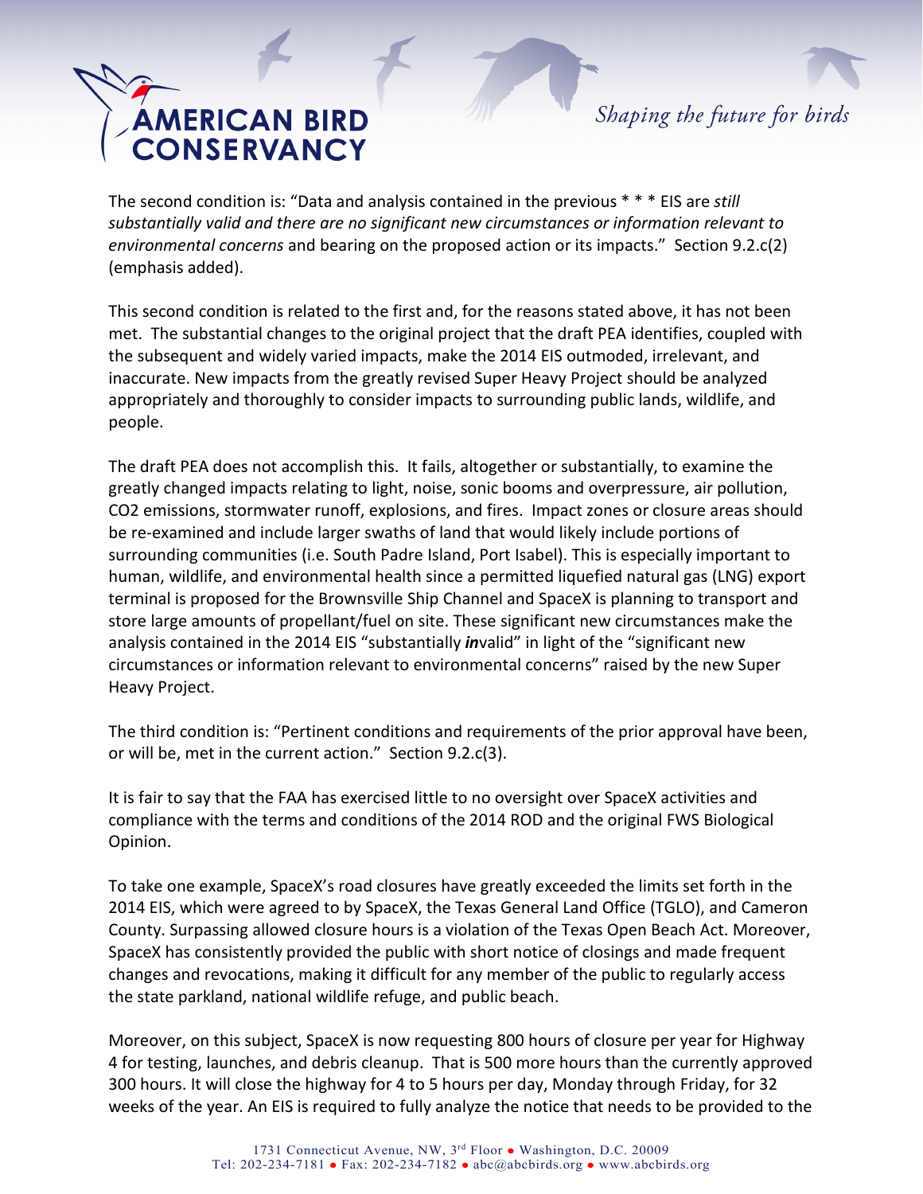The second condition is: "Data and analysis contained in the previous * * * EIS are *still substantially valid and there are no significant new circumstances or information relevant to environmental concerns* and bearing on the proposed action or its impacts." Section 9.2.c(2) (emphasis added).

This second condition is related to the first and, for the reasons stated above, it has not been met. The substantial changes to the original project that the draft PEA identifies, coupled with the subsequent and widely varied impacts, make the 2014 EIS outmoded, irrelevant, and inaccurate. New impacts from the greatly revised Super Heavy Project should be analyzed appropriately and thoroughly to consider impacts to surrounding public lands, wildlife, and people.

The draft PEA does not accomplish this. It fails, altogether or substantially, to examine the greatly changed impacts relating to light, noise, sonic booms and overpressure, air pollution, $CO_2$ emissions, stormwater runoff, explosions, and fires. Impact zones or closure areas should be re-examined and include larger swaths of land that would likely include portions of surrounding communities (i.e. South Padre Island, Port Isabel). This is especially important to human, wildlife, and environmental health since a permitted liquefied natural gas (LNG) export terminal is proposed for the Brownsville Ship Channel and SpaceX is planning to transport and store large amounts of propellant/fuel on site. These significant new circumstances make the analysis contained in the 2014 EIS "substantially ***in***valid" in light of the "significant new circumstances or information relevant to environmental concerns" raised by the new Super Heavy Project.

The third condition is: "Pertinent conditions and requirements of the prior approval have been, or will be, met in the current action." Section 9.2.c(3).

It is fair to say that the FAA has exercised little to no oversight over SpaceX activities and compliance with the terms and conditions of the 2014 ROD and the original FWS Biological Opinion.

To take one example, SpaceX's road closures have greatly exceeded the limits set forth in the 2014 EIS, which were agreed to by SpaceX, the Texas General Land Office (TGLO), and Cameron County. Surpassing allowed closure hours is a violation of the Texas Open Beach Act. Moreover, SpaceX has consistently provided the public with short notice of closings and made frequent changes and revocations, making it difficult for any member of the public to regularly access the state parkland, national wildlife refuge, and public beach.

Moreover, on this subject, SpaceX is now requesting 800 hours of closure per year for Highway 4 for testing, launches, and debris cleanup. That is 500 more hours than the currently approved 300 hours. It will close the highway for 4 to 5 hours per day, Monday through Friday, for 32 weeks of the year. An EIS is required to fully analyze the notice that needs to be provided to the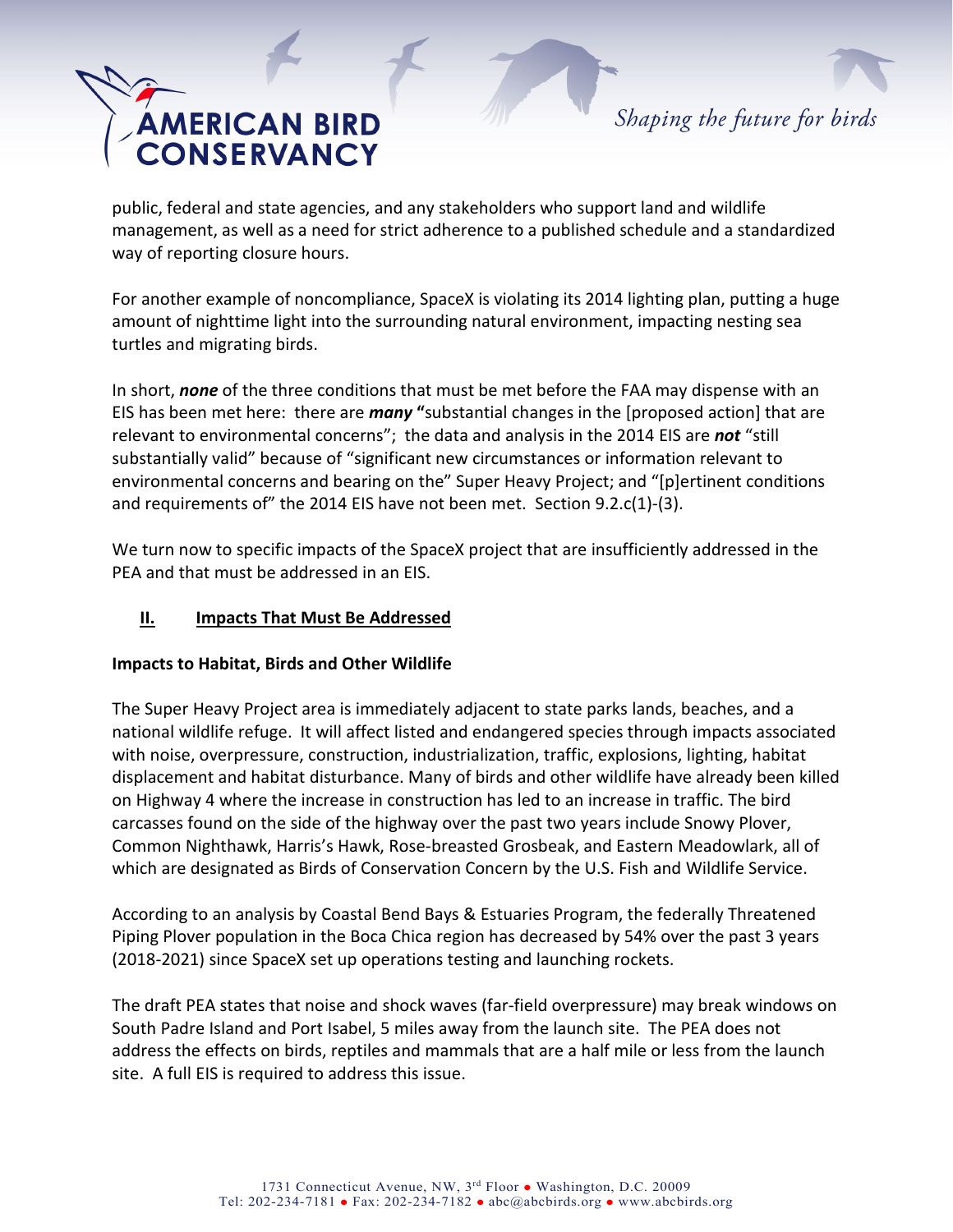public, federal and state agencies, and any stakeholders who support land and wildlife management, as well as a need for strict adherence to a published schedule and a standardized way of reporting closure hours.

For another example of noncompliance, SpaceX is violating its 2014 lighting plan, putting a huge amount of nighttime light into the surrounding natural environment, impacting nesting sea turtles and migrating birds.

In short, ***none*** of the three conditions that must be met before the FAA may dispense with an EIS has been met here: there are ***many*** **"**substantial changes in the [proposed action] that are relevant to environmental concerns"; the data and analysis in the 2014 EIS are ***not*** "still substantially valid" because of "significant new circumstances or information relevant to environmental concerns and bearing on the" Super Heavy Project; and "[p]ertinent conditions and requirements of" the 2014 EIS have not been met. Section 9.2.c(1)-(3).

We turn now to specific impacts of the SpaceX project that are insufficiently addressed in the PEA and that must be addressed in an EIS.

## II. Impacts That Must Be Addressed

**Impacts to Habitat, Birds and Other Wildlife**

The Super Heavy Project area is immediately adjacent to state parks lands, beaches, and a national wildlife refuge. It will affect listed and endangered species through impacts associated with noise, overpressure, construction, industrialization, traffic, explosions, lighting, habitat displacement and habitat disturbance. Many of birds and other wildlife have already been killed on Highway 4 where the increase in construction has led to an increase in traffic. The bird carcasses found on the side of the highway over the past two years include Snowy Plover, Common Nighthawk, Harris's Hawk, Rose-breasted Grosbeak, and Eastern Meadowlark, all of which are designated as Birds of Conservation Concern by the U.S. Fish and Wildlife Service.

According to an analysis by Coastal Bend Bays & Estuaries Program, the federally Threatened Piping Plover population in the Boca Chica region has decreased by 54% over the past 3 years (2018-2021) since SpaceX set up operations testing and launching rockets.

The draft PEA states that noise and shock waves (far-field overpressure) may break windows on South Padre Island and Port Isabel, 5 miles away from the launch site. The PEA does not address the effects on birds, reptiles and mammals that are a half mile or less from the launch site. A full EIS is required to address this issue.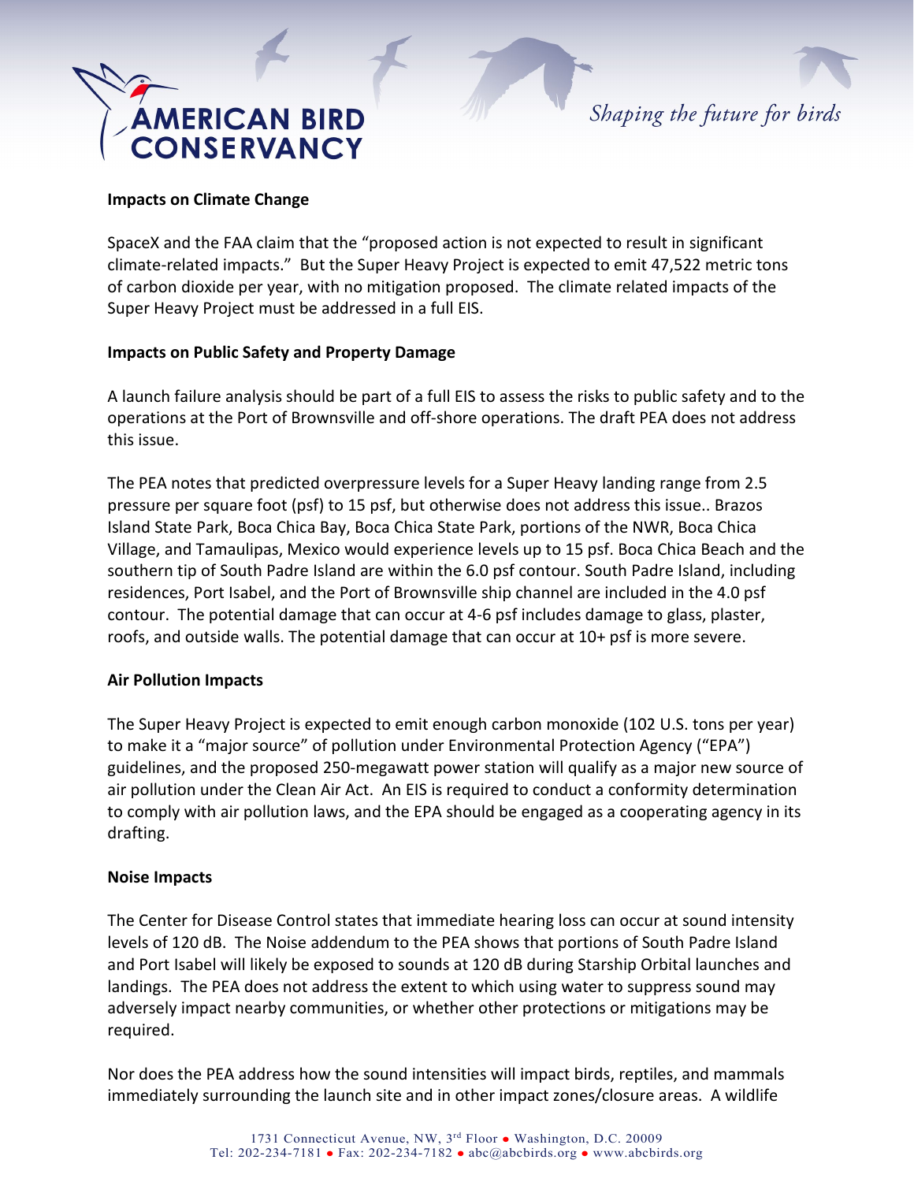**Impacts on Climate Change**

SpaceX and the FAA claim that the "proposed action is not expected to result in significant climate-related impacts." But the Super Heavy Project is expected to emit 47,522 metric tons of carbon dioxide per year, with no mitigation proposed. The climate related impacts of the Super Heavy Project must be addressed in a full EIS.

**Impacts on Public Safety and Property Damage**

A launch failure analysis should be part of a full EIS to assess the risks to public safety and to the operations at the Port of Brownsville and off-shore operations. The draft PEA does not address this issue.

The PEA notes that predicted overpressure levels for a Super Heavy landing range from 2.5 pressure per square foot (psf) to 15 psf, but otherwise does not address this issue.. Brazos Island State Park, Boca Chica Bay, Boca Chica State Park, portions of the NWR, Boca Chica Village, and Tamaulipas, Mexico would experience levels up to 15 psf. Boca Chica Beach and the southern tip of South Padre Island are within the 6.0 psf contour. South Padre Island, including residences, Port Isabel, and the Port of Brownsville ship channel are included in the 4.0 psf contour. The potential damage that can occur at 4-6 psf includes damage to glass, plaster, roofs, and outside walls. The potential damage that can occur at 10+ psf is more severe.

**Air Pollution Impacts**

The Super Heavy Project is expected to emit enough carbon monoxide (102 U.S. tons per year) to make it a "major source" of pollution under Environmental Protection Agency ("EPA") guidelines, and the proposed 250-megawatt power station will qualify as a major new source of air pollution under the Clean Air Act. An EIS is required to conduct a conformity determination to comply with air pollution laws, and the EPA should be engaged as a cooperating agency in its drafting.

**Noise Impacts**

The Center for Disease Control states that immediate hearing loss can occur at sound intensity levels of 120 dB. The Noise addendum to the PEA shows that portions of South Padre Island and Port Isabel will likely be exposed to sounds at 120 dB during Starship Orbital launches and landings. The PEA does not address the extent to which using water to suppress sound may adversely impact nearby communities, or whether other protections or mitigations may be required.

Nor does the PEA address how the sound intensities will impact birds, reptiles, and mammals immediately surrounding the launch site and in other impact zones/closure areas. A wildlife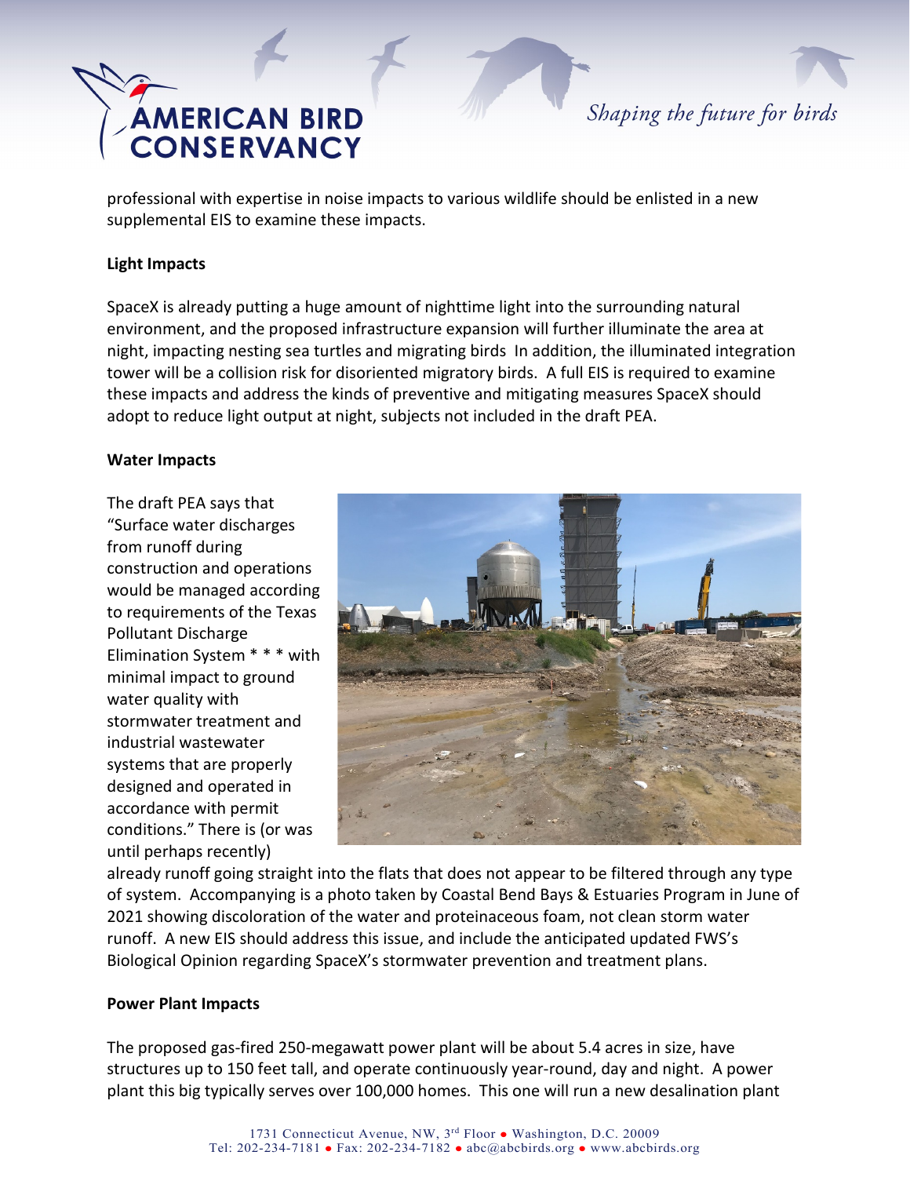professional with expertise in noise impacts to various wildlife should be enlisted in a new supplemental EIS to examine these impacts.

**Light Impacts**

SpaceX is already putting a huge amount of nighttime light into the surrounding natural environment, and the proposed infrastructure expansion will further illuminate the area at night, impacting nesting sea turtles and migrating birds In addition, the illuminated integration tower will be a collision risk for disoriented migratory birds. A full EIS is required to examine these impacts and address the kinds of preventive and mitigating measures SpaceX should adopt to reduce light output at night, subjects not included in the draft PEA.

**Water Impacts**

The draft PEA says that "Surface water discharges from runoff during construction and operations would be managed according to requirements of the Texas Pollutant Discharge Elimination System * * * with minimal impact to ground water quality with stormwater treatment and industrial wastewater systems that are properly designed and operated in accordance with permit conditions." There is (or was until perhaps recently) already runoff going straight into the flats that does not appear to be filtered through any type of system. Accompanying is a photo taken by Coastal Bend Bays & Estuaries Program in June of 2021 showing discoloration of the water and proteinaceous foam, not clean storm water runoff. A new EIS should address this issue, and include the anticipated updated FWS's Biological Opinion regarding SpaceX's stormwater prevention and treatment plans.

**Power Plant Impacts**

The proposed gas-fired 250-megawatt power plant will be about 5.4 acres in size, have structures up to 150 feet tall, and operate continuously year-round, day and night. A power plant this big typically serves over 100,000 homes. This one will run a new desalination plant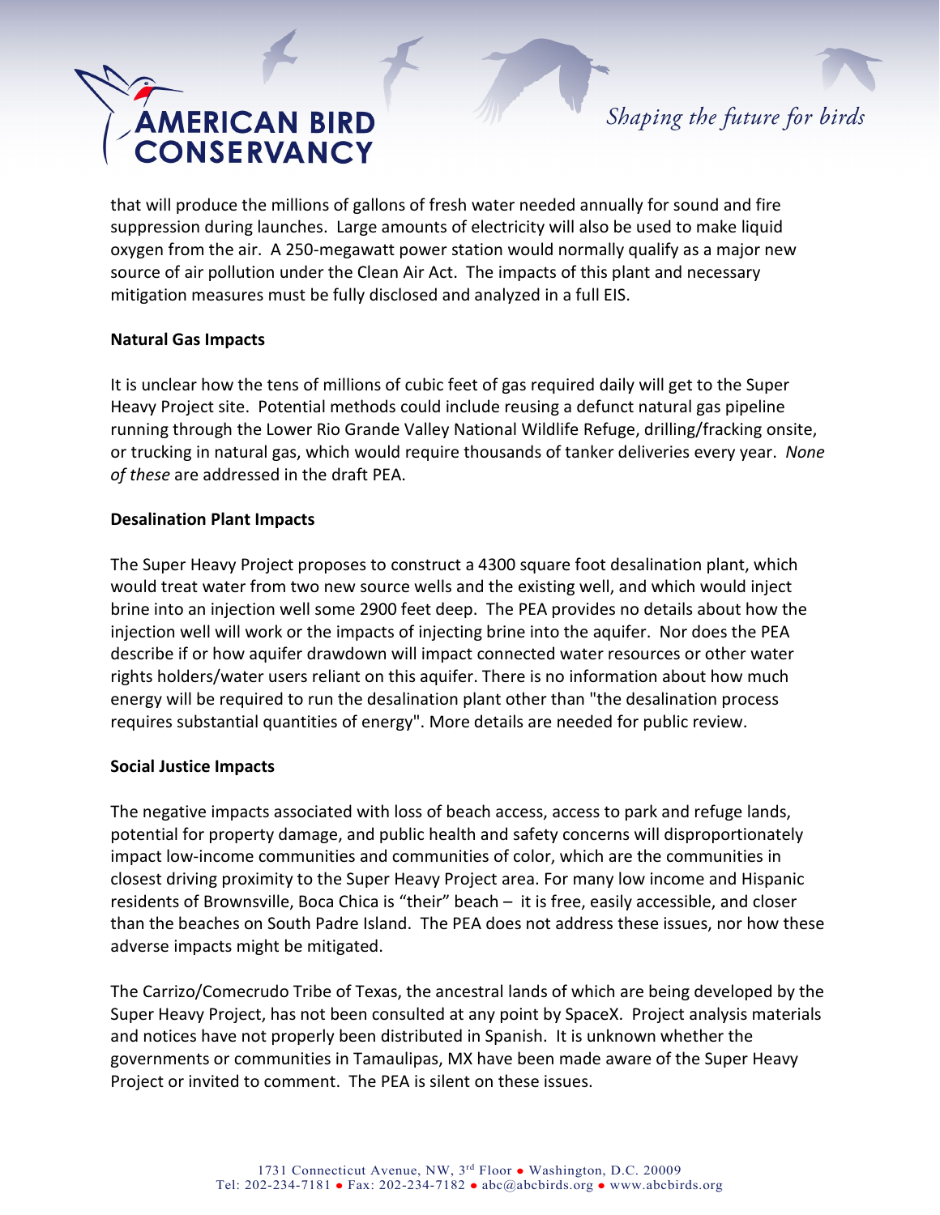that will produce the millions of gallons of fresh water needed annually for sound and fire suppression during launches. Large amounts of electricity will also be used to make liquid oxygen from the air. A 250-megawatt power station would normally qualify as a major new source of air pollution under the Clean Air Act. The impacts of this plant and necessary mitigation measures must be fully disclosed and analyzed in a full EIS.

**Natural Gas Impacts**

It is unclear how the tens of millions of cubic feet of gas required daily will get to the Super Heavy Project site. Potential methods could include reusing a defunct natural gas pipeline running through the Lower Rio Grande Valley National Wildlife Refuge, drilling/fracking onsite, or trucking in natural gas, which would require thousands of tanker deliveries every year. *None of these* are addressed in the draft PEA.

**Desalination Plant Impacts**

The Super Heavy Project proposes to construct a 4300 square foot desalination plant, which would treat water from two new source wells and the existing well, and which would inject brine into an injection well some 2900 feet deep. The PEA provides no details about how the injection well will work or the impacts of injecting brine into the aquifer. Nor does the PEA describe if or how aquifer drawdown will impact connected water resources or other water rights holders/water users reliant on this aquifer. There is no information about how much energy will be required to run the desalination plant other than "the desalination process requires substantial quantities of energy". More details are needed for public review.

**Social Justice Impacts**

The negative impacts associated with loss of beach access, access to park and refuge lands, potential for property damage, and public health and safety concerns will disproportionately impact low-income communities and communities of color, which are the communities in closest driving proximity to the Super Heavy Project area. For many low income and Hispanic residents of Brownsville, Boca Chica is "their" beach – it is free, easily accessible, and closer than the beaches on South Padre Island. The PEA does not address these issues, nor how these adverse impacts might be mitigated.

The Carrizo/Comecrudo Tribe of Texas, the ancestral lands of which are being developed by the Super Heavy Project, has not been consulted at any point by SpaceX. Project analysis materials and notices have not properly been distributed in Spanish. It is unknown whether the governments or communities in Tamaulipas, MX have been made aware of the Super Heavy Project or invited to comment. The PEA is silent on these issues.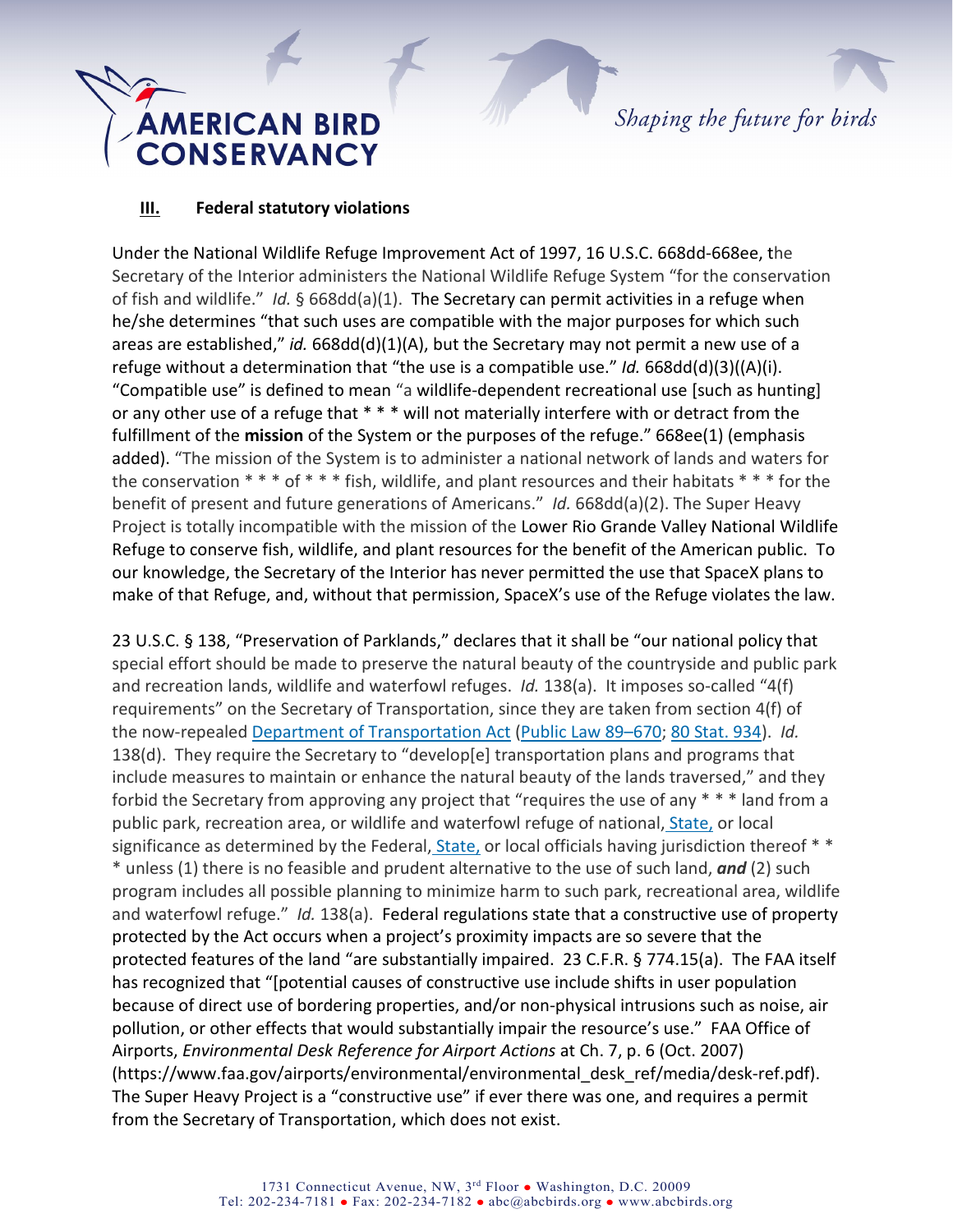### III. Federal statutory violations

Under the National Wildlife Refuge Improvement Act of 1997, 16 U.S.C. 668dd-668ee, the Secretary of the Interior administers the National Wildlife Refuge System "for the conservation of fish and wildlife." *Id.* § 668dd(a)(1). The Secretary can permit activities in a refuge when he/she determines "that such uses are compatible with the major purposes for which such areas are established," *id.* 668dd(d)(1)(A), but the Secretary may not permit a new use of a refuge without a determination that "the use is a compatible use." *Id.* 668dd(d)(3)((A)(i). "Compatible use" is defined to mean "a wildlife-dependent recreational use [such as hunting] or any other use of a refuge that * * * will not materially interfere with or detract from the fulfillment of the **mission** of the System or the purposes of the refuge." 668ee(1) (emphasis added). "The mission of the System is to administer a national network of lands and waters for the conservation * * * of * * * fish, wildlife, and plant resources and their habitats * * * for the benefit of present and future generations of Americans." *Id.* 668dd(a)(2). The Super Heavy Project is totally incompatible with the mission of the Lower Rio Grande Valley National Wildlife Refuge to conserve fish, wildlife, and plant resources for the benefit of the American public. To our knowledge, the Secretary of the Interior has never permitted the use that SpaceX plans to make of that Refuge, and, without that permission, SpaceX's use of the Refuge violates the law.

23 U.S.C. § 138, "Preservation of Parklands," declares that it shall be "our national policy that special effort should be made to preserve the natural beauty of the countryside and public park and recreation lands, wildlife and waterfowl refuges. *Id.* 138(a). It imposes so-called "4(f) requirements" on the Secretary of Transportation, since they are taken from section 4(f) of the now-repealed Department of Transportation Act (Public Law 89–670; 80 Stat. 934). *Id.* 138(d). They require the Secretary to "develop[e] transportation plans and programs that include measures to maintain or enhance the natural beauty of the lands traversed," and they forbid the Secretary from approving any project that "requires the use of any * * * land from a public park, recreation area, or wildlife and waterfowl refuge of national, State, or local significance as determined by the Federal, State, or local officials having jurisdiction thereof * * * unless (1) there is no feasible and prudent alternative to the use of such land, ***and*** (2) such program includes all possible planning to minimize harm to such park, recreational area, wildlife and waterfowl refuge." *Id.* 138(a). Federal regulations state that a constructive use of property protected by the Act occurs when a project's proximity impacts are so severe that the protected features of the land "are substantially impaired. 23 C.F.R. § 774.15(a). The FAA itself has recognized that "[potential causes of constructive use include shifts in user population because of direct use of bordering properties, and/or non-physical intrusions such as noise, air pollution, or other effects that would substantially impair the resource's use." FAA Office of Airports, *Environmental Desk Reference for Airport Actions* at Ch. 7, p. 6 (Oct. 2007) (https://www.faa.gov/airports/environmental/environmental_desk_ref/media/desk-ref.pdf). The Super Heavy Project is a "constructive use" if ever there was one, and requires a permit from the Secretary of Transportation, which does not exist.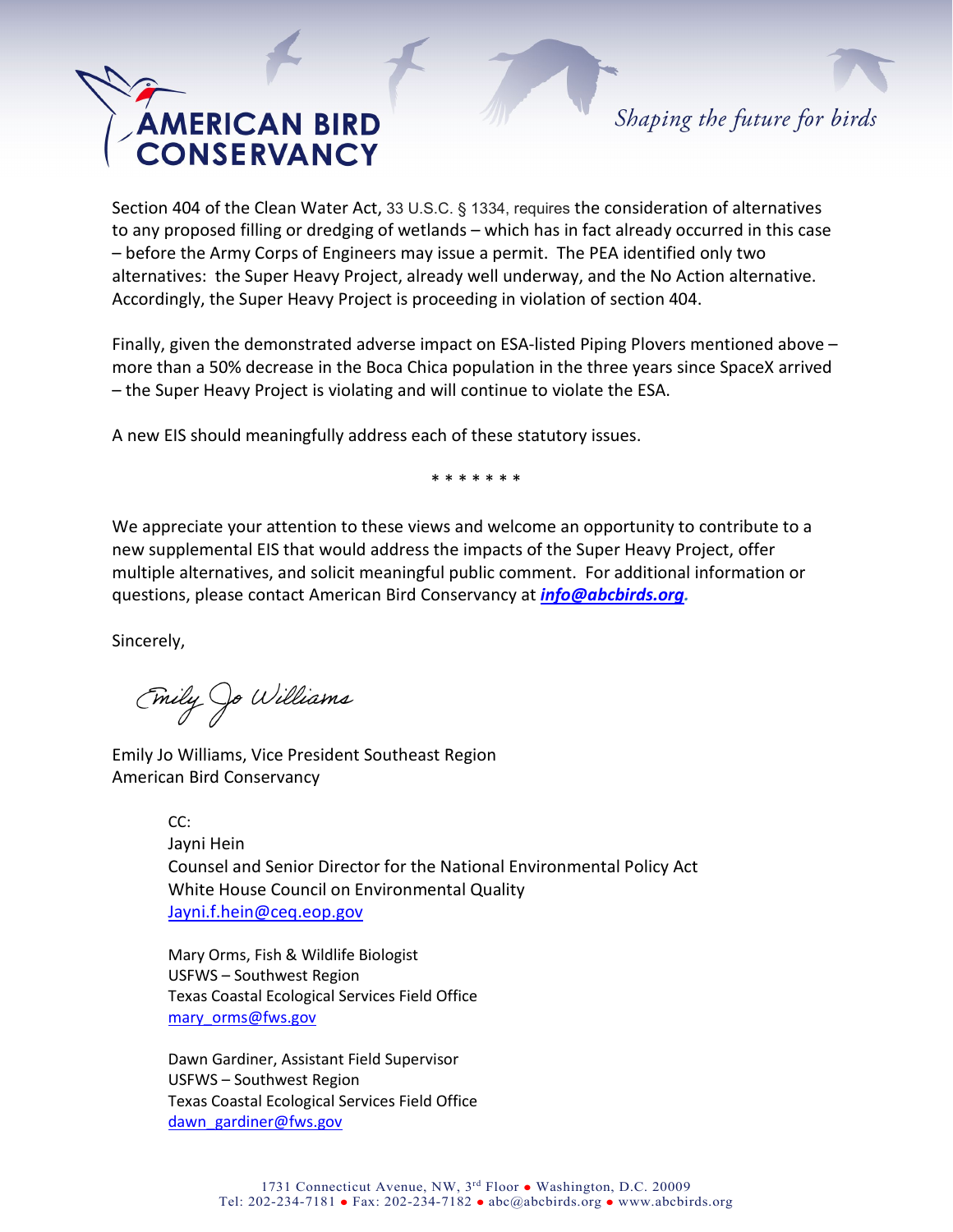Section 404 of the Clean Water Act, 33 U.S.C. § 1334, requires the consideration of alternatives to any proposed filling or dredging of wetlands – which has in fact already occurred in this case – before the Army Corps of Engineers may issue a permit. The PEA identified only two alternatives: the Super Heavy Project, already well underway, and the No Action alternative. Accordingly, the Super Heavy Project is proceeding in violation of section 404.

Finally, given the demonstrated adverse impact on ESA-listed Piping Plovers mentioned above – more than a 50% decrease in the Boca Chica population in the three years since SpaceX arrived – the Super Heavy Project is violating and will continue to violate the ESA.

A new EIS should meaningfully address each of these statutory issues.

\* \* \* \* \* \* \*

We appreciate your attention to these views and welcome an opportunity to contribute to a new supplemental EIS that would address the impacts of the Super Heavy Project, offer multiple alternatives, and solicit meaningful public comment. For additional information or questions, please contact American Bird Conservancy at ***info@abcbirds.org***.

Sincerely,

*Emily Jo Williams*

Emily Jo Williams, Vice President Southeast Region
American Bird Conservancy

CC:
Jayni Hein
Counsel and Senior Director for the National Environmental Policy Act
White House Council on Environmental Quality
Jayni.f.hein@ceq.eop.gov

Mary Orms, Fish & Wildlife Biologist
USFWS – Southwest Region
Texas Coastal Ecological Services Field Office
mary_orms@fws.gov

Dawn Gardiner, Assistant Field Supervisor
USFWS – Southwest Region
Texas Coastal Ecological Services Field Office
dawn_gardiner@fws.gov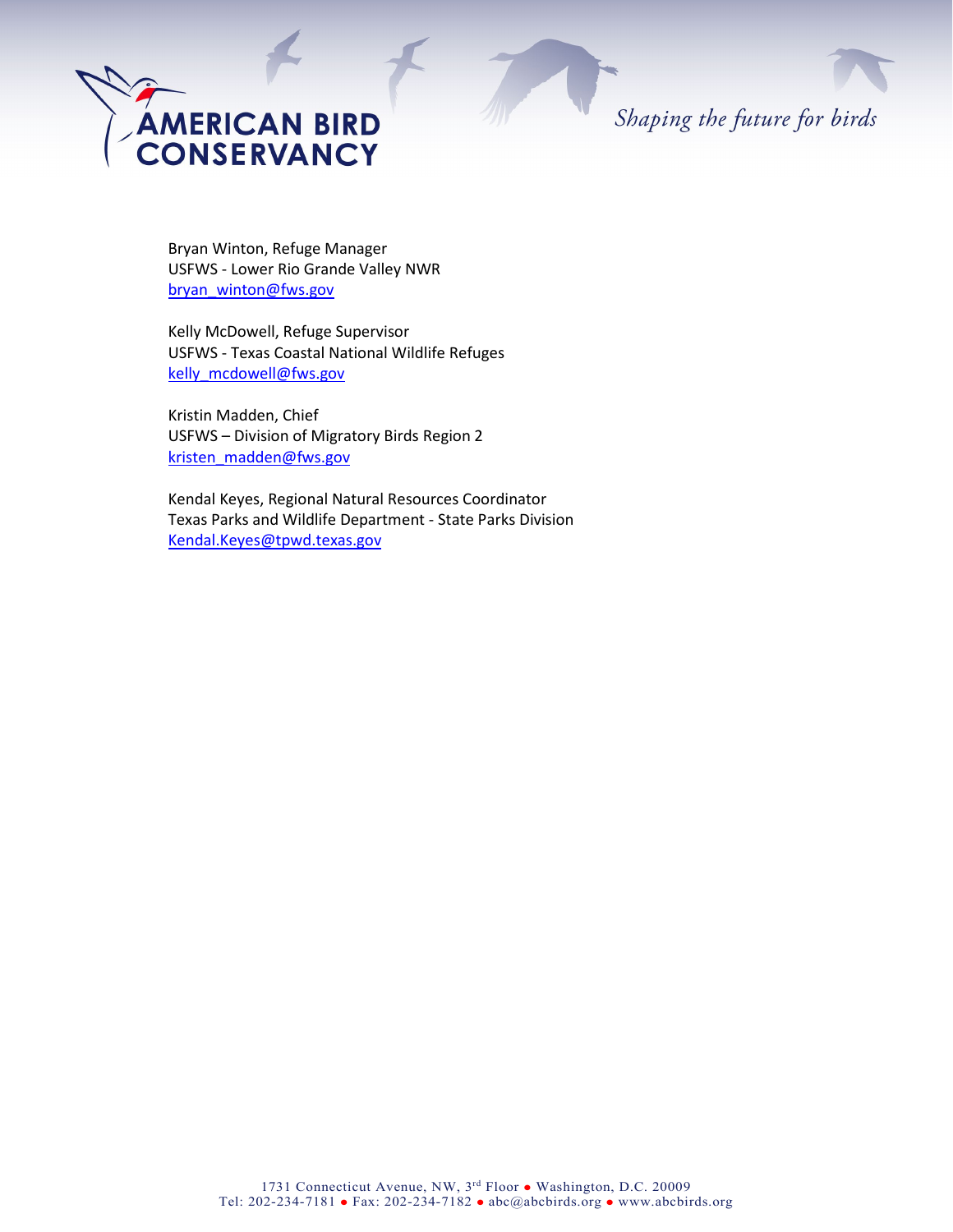Bryan Winton, Refuge Manager
USFWS - Lower Rio Grande Valley NWR
bryan_winton@fws.gov

Kelly McDowell, Refuge Supervisor
USFWS - Texas Coastal National Wildlife Refuges
kelly_mcdowell@fws.gov

Kristin Madden, Chief
USFWS – Division of Migratory Birds Region 2
kristen_madden@fws.gov

Kendal Keyes, Regional Natural Resources Coordinator
Texas Parks and Wildlife Department - State Parks Division
Kendal.Keyes@tpwd.texas.gov